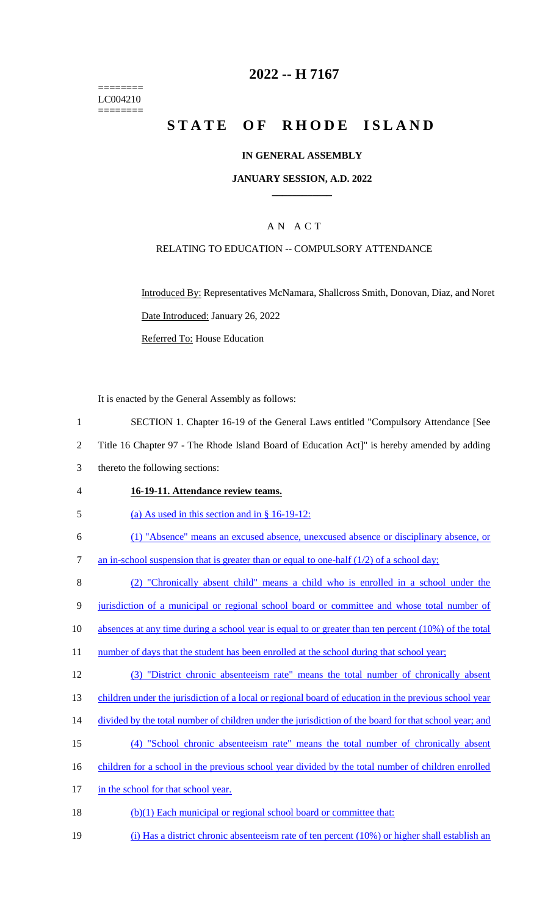========
LC004210
========

# 2022 -- H 7167

# STATE OF RHODE ISLAND

## IN GENERAL ASSEMBLY

### JANUARY SESSION, A.D. 2022

---

## A N A C T

RELATING TO EDUCATION -- COMPULSORY ATTENDANCE

Introduced By: Representatives McNamara, Shallcross Smith, Donovan, Diaz, and Noret

Date Introduced: January 26, 2022

Referred To: House Education

It is enacted by the General Assembly as follows:

1 SECTION 1. Chapter 16-19 of the General Laws entitled "Compulsory Attendance [See
2 Title 16 Chapter 97 - The Rhode Island Board of Education Act]" is hereby amended by adding
3 thereto the following sections:

4 **16-19-11. Attendance review teams.**

5 (a) As used in this section and in § 16-19-12:

6 (1) "Absence" means an excused absence, unexcused absence or disciplinary absence, or
7 an in-school suspension that is greater than or equal to one-half (1/2) of a school day;

8 (2) "Chronically absent child" means a child who is enrolled in a school under the
9 jurisdiction of a municipal or regional school board or committee and whose total number of
10 absences at any time during a school year is equal to or greater than ten percent (10%) of the total
11 number of days that the student has been enrolled at the school during that school year;

12 (3) "District chronic absenteeism rate" means the total number of chronically absent
13 children under the jurisdiction of a local or regional board of education in the previous school year
14 divided by the total number of children under the jurisdiction of the board for that school year; and

15 (4) "School chronic absenteeism rate" means the total number of chronically absent
16 children for a school in the previous school year divided by the total number of children enrolled
17 in the school for that school year.

18 (b)(1) Each municipal or regional school board or committee that:

19 (i) Has a district chronic absenteeism rate of ten percent (10%) or higher shall establish an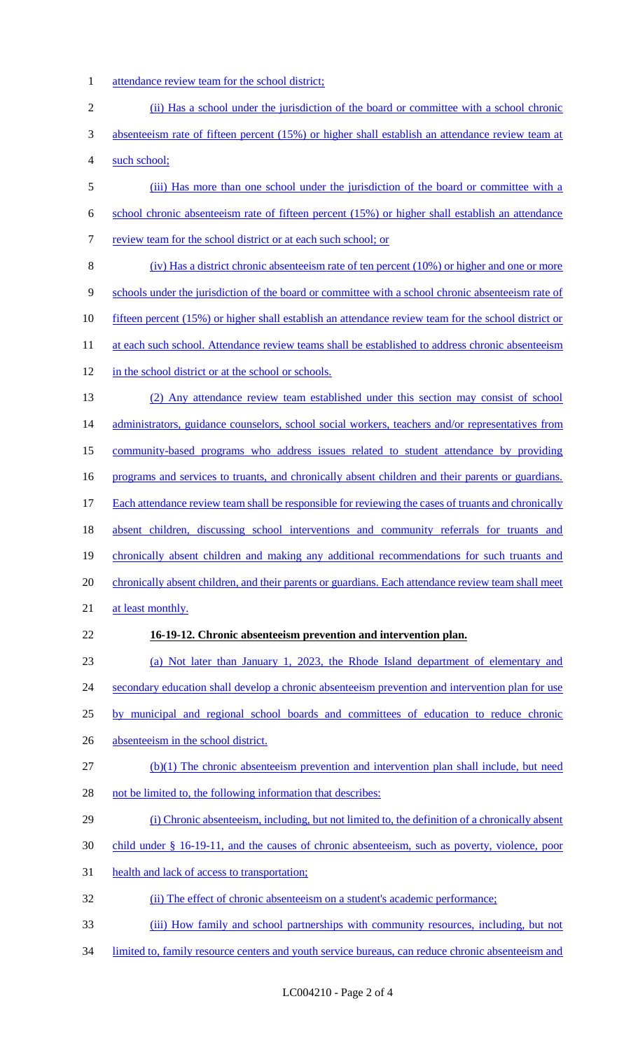attendance review team for the school district;

(ii) Has a school under the jurisdiction of the board or committee with a school chronic absenteeism rate of fifteen percent (15%) or higher shall establish an attendance review team at such school;

(iii) Has more than one school under the jurisdiction of the board or committee with a school chronic absenteeism rate of fifteen percent (15%) or higher shall establish an attendance review team for the school district or at each such school; or

(iv) Has a district chronic absenteeism rate of ten percent (10%) or higher and one or more schools under the jurisdiction of the board or committee with a school chronic absenteeism rate of fifteen percent (15%) or higher shall establish an attendance review team for the school district or at each such school. Attendance review teams shall be established to address chronic absenteeism in the school district or at the school or schools.

(2) Any attendance review team established under this section may consist of school administrators, guidance counselors, school social workers, teachers and/or representatives from community-based programs who address issues related to student attendance by providing programs and services to truants, and chronically absent children and their parents or guardians. Each attendance review team shall be responsible for reviewing the cases of truants and chronically absent children, discussing school interventions and community referrals for truants and chronically absent children and making any additional recommendations for such truants and chronically absent children, and their parents or guardians. Each attendance review team shall meet at least monthly.

**16-19-12. Chronic absenteeism prevention and intervention plan.**

(a) Not later than January 1, 2023, the Rhode Island department of elementary and secondary education shall develop a chronic absenteeism prevention and intervention plan for use by municipal and regional school boards and committees of education to reduce chronic absenteeism in the school district.

(b)(1) The chronic absenteeism prevention and intervention plan shall include, but need not be limited to, the following information that describes:

(i) Chronic absenteeism, including, but not limited to, the definition of a chronically absent child under § 16-19-11, and the causes of chronic absenteeism, such as poverty, violence, poor health and lack of access to transportation;

(ii) The effect of chronic absenteeism on a student's academic performance;

(iii) How family and school partnerships with community resources, including, but not limited to, family resource centers and youth service bureaus, can reduce chronic absenteeism and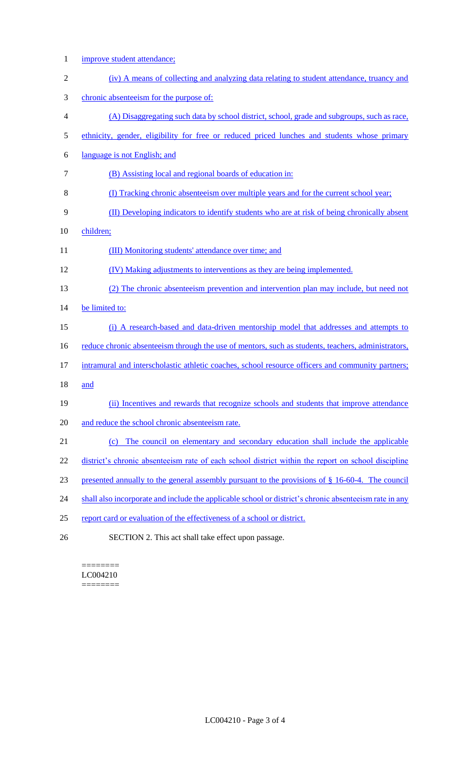improve student attendance;

(iv) A means of collecting and analyzing data relating to student attendance, truancy and chronic absenteeism for the purpose of:

(A) Disaggregating such data by school district, school, grade and subgroups, such as race, ethnicity, gender, eligibility for free or reduced priced lunches and students whose primary language is not English; and

(B) Assisting local and regional boards of education in:

(I) Tracking chronic absenteeism over multiple years and for the current school year;

(II) Developing indicators to identify students who are at risk of being chronically absent children;

(III) Monitoring students' attendance over time; and

(IV) Making adjustments to interventions as they are being implemented.

(2) The chronic absenteeism prevention and intervention plan may include, but need not be limited to:

(i) A research-based and data-driven mentorship model that addresses and attempts to reduce chronic absenteeism through the use of mentors, such as students, teachers, administrators, intramural and interscholastic athletic coaches, school resource officers and community partners; and

(ii) Incentives and rewards that recognize schools and students that improve attendance and reduce the school chronic absenteeism rate.

(c) The council on elementary and secondary education shall include the applicable district's chronic absenteeism rate of each school district within the report on school discipline presented annually to the general assembly pursuant to the provisions of § 16-60-4. The council shall also incorporate and include the applicable school or district's chronic absenteeism rate in any report card or evaluation of the effectiveness of a school or district.

SECTION 2. This act shall take effect upon passage.

========
LC004210
========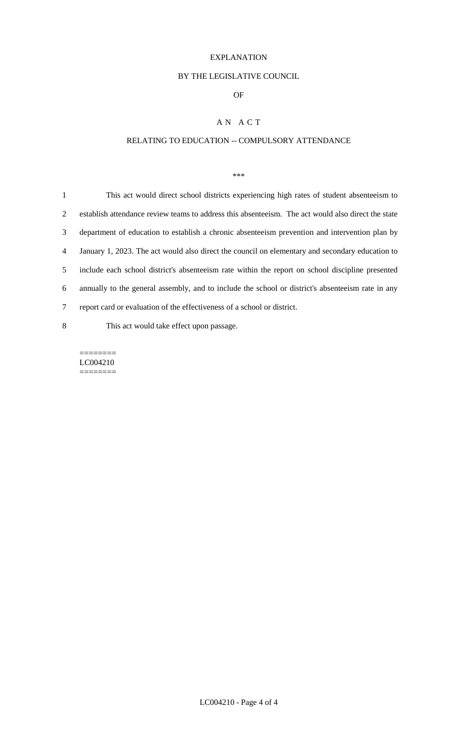EXPLANATION

BY THE LEGISLATIVE COUNCIL

OF

A N A C T

RELATING TO EDUCATION -- COMPULSORY ATTENDANCE

\*\*\*

This act would direct school districts experiencing high rates of student absenteeism to establish attendance review teams to address this absenteeism. The act would also direct the state department of education to establish a chronic absenteeism prevention and intervention plan by January 1, 2023. The act would also direct the council on elementary and secondary education to include each school district's absenteeism rate within the report on school discipline presented annually to the general assembly, and to include the school or district's absenteeism rate in any report card or evaluation of the effectiveness of a school or district.

This act would take effect upon passage.

========
LC004210
========